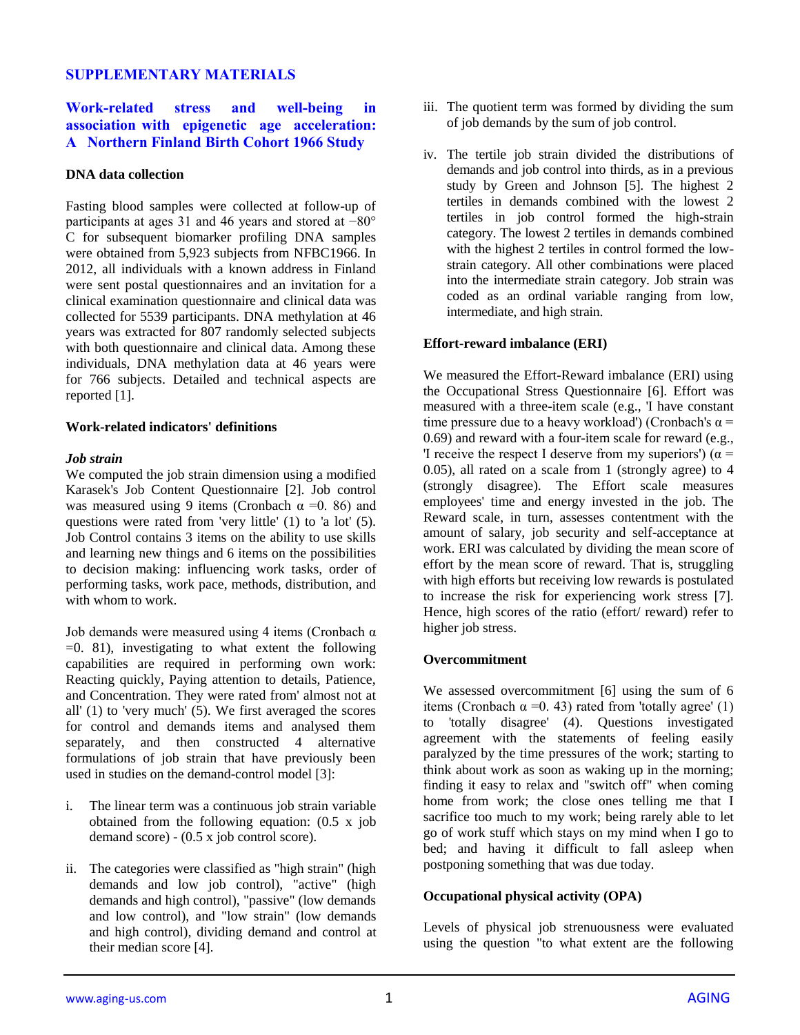# SUPPLEMENTARY MATERIALS

## Work-related stress and well-being in association with epigenetic age acceleration: A Northern Finland Birth Cohort 1966 Study

### DNA data collection

Fasting blood samples were collected at follow-up of participants at ages 31 and 46 years and stored at −80° C for subsequent biomarker profiling DNA samples were obtained from 5,923 subjects from NFBC1966. In 2012, all individuals with a known address in Finland were sent postal questionnaires and an invitation for a clinical examination questionnaire and clinical data was collected for 5539 participants. DNA methylation at 46 years was extracted for 807 randomly selected subjects with both questionnaire and clinical data. Among these individuals, DNA methylation data at 46 years were for 766 subjects. Detailed and technical aspects are reported [1].

### Work-related indicators' definitions

#### *Job strain*

We computed the job strain dimension using a modified Karasek's Job Content Questionnaire [2]. Job control was measured using 9 items (Cronbach α =0. 86) and questions were rated from 'very little' (1) to 'a lot' (5). Job Control contains 3 items on the ability to use skills and learning new things and 6 items on the possibilities to decision making: influencing work tasks, order of performing tasks, work pace, methods, distribution, and with whom to work.

Job demands were measured using 4 items (Cronbach α =0. 81), investigating to what extent the following capabilities are required in performing own work: Reacting quickly, Paying attention to details, Patience, and Concentration. They were rated from' almost not at all' (1) to 'very much' (5). We first averaged the scores for control and demands items and analysed them separately, and then constructed 4 alternative formulations of job strain that have previously been used in studies on the demand-control model [3]:

i. The linear term was a continuous job strain variable obtained from the following equation: (0.5 x job demand score) - (0.5 x job control score).

ii. The categories were classified as "high strain" (high demands and low job control), "active" (high demands and high control), "passive" (low demands and low control), and "low strain" (low demands and high control), dividing demand and control at their median score [4].

iii. The quotient term was formed by dividing the sum of job demands by the sum of job control.

iv. The tertile job strain divided the distributions of demands and job control into thirds, as in a previous study by Green and Johnson [5]. The highest 2 tertiles in demands combined with the lowest 2 tertiles in job control formed the high-strain category. The lowest 2 tertiles in demands combined with the highest 2 tertiles in control formed the low-strain category. All other combinations were placed into the intermediate strain category. Job strain was coded as an ordinal variable ranging from low, intermediate, and high strain.

### Effort-reward imbalance (ERI)

We measured the Effort-Reward imbalance (ERI) using the Occupational Stress Questionnaire [6]. Effort was measured with a three-item scale (e.g., 'I have constant time pressure due to a heavy workload') (Cronbach's α = 0.69) and reward with a four-item scale for reward (e.g., 'I receive the respect I deserve from my superiors') (α = 0.05), all rated on a scale from 1 (strongly agree) to 4 (strongly disagree). The Effort scale measures employees' time and energy invested in the job. The Reward scale, in turn, assesses contentment with the amount of salary, job security and self-acceptance at work. ERI was calculated by dividing the mean score of effort by the mean score of reward. That is, struggling with high efforts but receiving low rewards is postulated to increase the risk for experiencing work stress [7]. Hence, high scores of the ratio (effort/ reward) refer to higher job stress.

### Overcommitment

We assessed overcommitment [6] using the sum of 6 items (Cronbach α =0. 43) rated from 'totally agree' (1) to 'totally disagree' (4). Questions investigated agreement with the statements of feeling easily paralyzed by the time pressures of the work; starting to think about work as soon as waking up in the morning; finding it easy to relax and "switch off" when coming home from work; the close ones telling me that I sacrifice too much to my work; being rarely able to let go of work stuff which stays on my mind when I go to bed; and having it difficult to fall asleep when postponing something that was due today.

### Occupational physical activity (OPA)

Levels of physical job strenuousness were evaluated using the question "to what extent are the following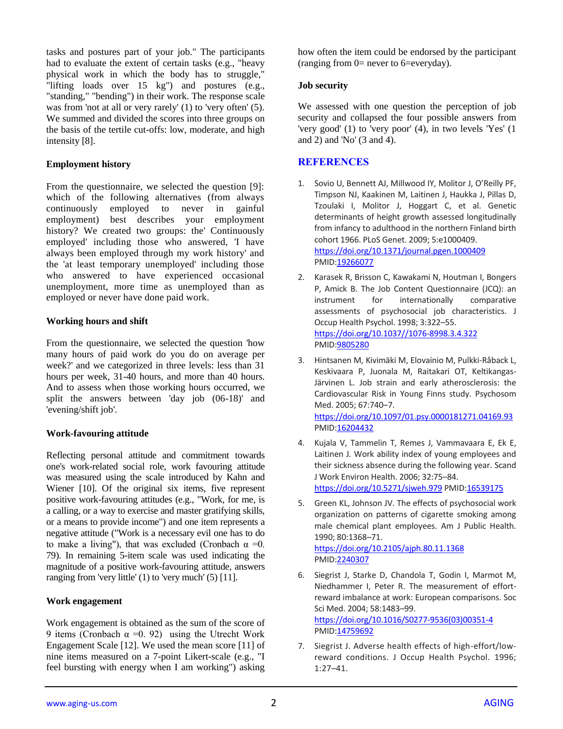tasks and postures part of your job." The participants had to evaluate the extent of certain tasks (e.g., "heavy physical work in which the body has to struggle," "lifting loads over 15 kg") and postures (e.g., "standing," "bending") in their work. The response scale was from 'not at all or very rarely' (1) to 'very often' (5). We summed and divided the scores into three groups on the basis of the tertile cut-offs: low, moderate, and high intensity [8].

**Employment history**

From the questionnaire, we selected the question [9]: which of the following alternatives (from always continuously employed to never in gainful employment) best describes your employment history? We created two groups: the' Continuously employed' including those who answered, 'I have always been employed through my work history' and the 'at least temporary unemployed' including those who answered to have experienced occasional unemployment, more time as unemployed than as employed or never have done paid work.

**Working hours and shift**

From the questionnaire, we selected the question 'how many hours of paid work do you do on average per week?' and we categorized in three levels: less than 31 hours per week, 31-40 hours, and more than 40 hours. And to assess when those working hours occurred, we split the answers between 'day job (06-18)' and 'evening/shift job'.

**Work-favouring attitude**

Reflecting personal attitude and commitment towards one's work-related social role, work favouring attitude was measured using the scale introduced by Kahn and Wiener [10]. Of the original six items, five represent positive work-favouring attitudes (e.g., "Work, for me, is a calling, or a way to exercise and master gratifying skills, or a means to provide income") and one item represents a negative attitude ("Work is a necessary evil one has to do to make a living"), that was excluded (Cronbach $\alpha$ =0. 79). In remaining 5-item scale was used indicating the magnitude of a positive work-favouring attitude, answers ranging from 'very little' (1) to 'very much' (5) [11].

**Work engagement**

Work engagement is obtained as the sum of the score of 9 items (Cronbach $\alpha$ =0. 92) using the Utrecht Work Engagement Scale [12]. We used the mean score [11] of nine items measured on a 7-point Likert-scale (e.g., "I feel bursting with energy when I am working") asking how often the item could be endorsed by the participant (ranging from 0= never to 6=everyday).

**Job security**

We assessed with one question the perception of job security and collapsed the four possible answers from 'very good' (1) to 'very poor' (4), in two levels 'Yes' (1 and 2) and 'No' (3 and 4).

## REFERENCES

1. Sovio U, Bennett AJ, Millwood IY, Molitor J, O'Reilly PF, Timpson NJ, Kaakinen M, Laitinen J, Haukka J, Pillas D, Tzoulaki I, Molitor J, Hoggart C, et al. Genetic determinants of height growth assessed longitudinally from infancy to adulthood in the northern Finland birth cohort 1966. PLoS Genet. 2009; 5:e1000409. https://doi.org/10.1371/journal.pgen.1000409 PMID:19266077

2. Karasek R, Brisson C, Kawakami N, Houtman I, Bongers P, Amick B. The Job Content Questionnaire (JCQ): an instrument for internationally comparative assessments of psychosocial job characteristics. J Occup Health Psychol. 1998; 3:322–55. https://doi.org/10.1037//1076-8998.3.4.322 PMID:9805280

3. Hintsanen M, Kivimäki M, Elovainio M, Pulkki-Råback L, Keskivaara P, Juonala M, Raitakari OT, Keltikangas-Järvinen L. Job strain and early atherosclerosis: the Cardiovascular Risk in Young Finns study. Psychosom Med. 2005; 67:740–7. https://doi.org/10.1097/01.psy.0000181271.04169.93 PMID:16204432

4. Kujala V, Tammelin T, Remes J, Vammavaara E, Ek E, Laitinen J. Work ability index of young employees and their sickness absence during the following year. Scand J Work Environ Health. 2006; 32:75–84. https://doi.org/10.5271/sjweh.979 PMID:16539175

5. Green KL, Johnson JV. The effects of psychosocial work organization on patterns of cigarette smoking among male chemical plant employees. Am J Public Health. 1990; 80:1368–71. https://doi.org/10.2105/ajph.80.11.1368 PMID:2240307

6. Siegrist J, Starke D, Chandola T, Godin I, Marmot M, Niedhammer I, Peter R. The measurement of effort-reward imbalance at work: European comparisons. Soc Sci Med. 2004; 58:1483–99. https://doi.org/10.1016/S0277-9536(03)00351-4 PMID:14759692

7. Siegrist J. Adverse health effects of high-effort/low-reward conditions. J Occup Health Psychol. 1996; 1:27–41.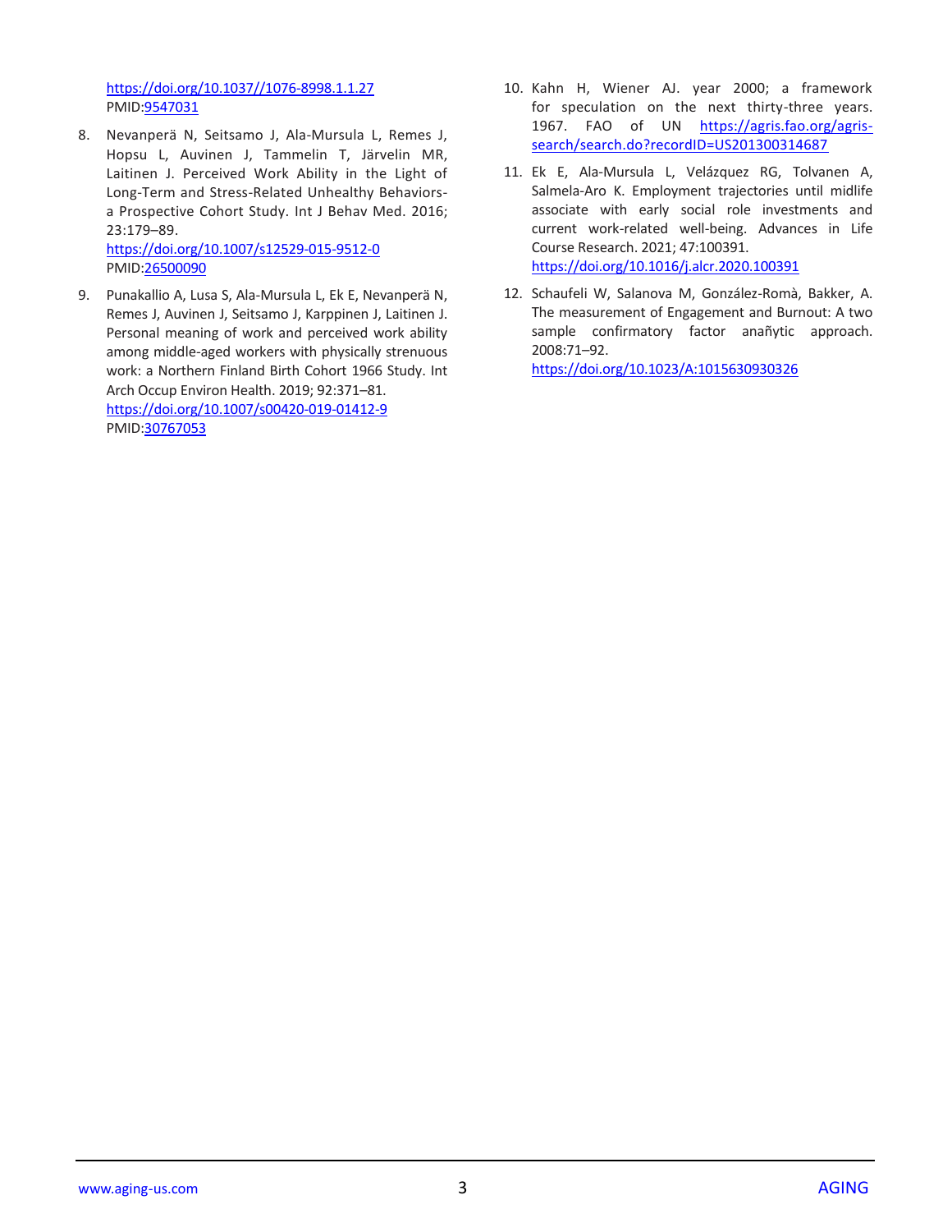https://doi.org/10.1037//1076-8998.1.1.27
PMID:9547031

8. Nevanperä N, Seitsamo J, Ala-Mursula L, Remes J, Hopsu L, Auvinen J, Tammelin T, Järvelin MR, Laitinen J. Perceived Work Ability in the Light of Long-Term and Stress-Related Unhealthy Behaviors-a Prospective Cohort Study. Int J Behav Med. 2016; 23:179–89.
https://doi.org/10.1007/s12529-015-9512-0
PMID:26500090

9. Punakallio A, Lusa S, Ala-Mursula L, Ek E, Nevanperä N, Remes J, Auvinen J, Seitsamo J, Karppinen J, Laitinen J. Personal meaning of work and perceived work ability among middle-aged workers with physically strenuous work: a Northern Finland Birth Cohort 1966 Study. Int Arch Occup Environ Health. 2019; 92:371–81.
https://doi.org/10.1007/s00420-019-01412-9
PMID:30767053

10. Kahn H, Wiener AJ. year 2000; a framework for speculation on the next thirty-three years. 1967. FAO of UN https://agris.fao.org/agris-search/search.do?recordID=US201300314687

11. Ek E, Ala-Mursula L, Velázquez RG, Tolvanen A, Salmela-Aro K. Employment trajectories until midlife associate with early social role investments and current work-related well-being. Advances in Life Course Research. 2021; 47:100391.
https://doi.org/10.1016/j.alcr.2020.100391

12. Schaufeli W, Salanova M, González-Romà, Bakker, A. The measurement of Engagement and Burnout: A two sample confirmatory factor anañytic approach. 2008:71–92.
https://doi.org/10.1023/A:1015630930326